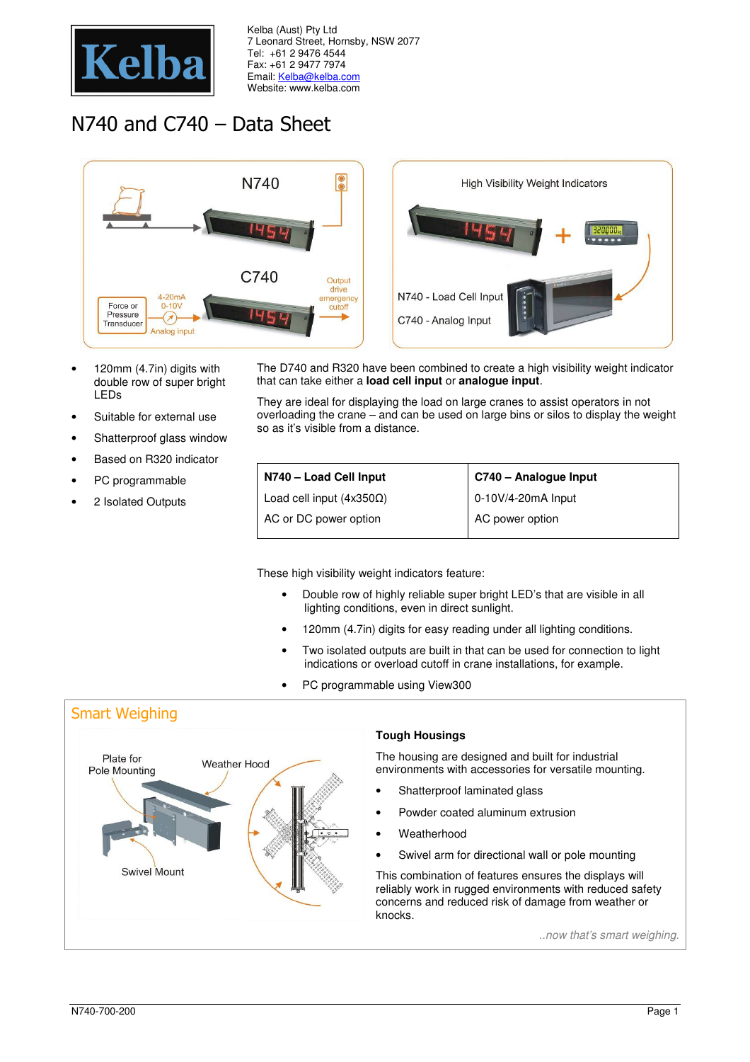Kelba (Aust) Pty Ltd
7 Leonard Street, Hornsby, NSW 2077
Tel: +61 2 9476 4544
Fax: +61 2 9477 7974
Email: Kelba@kelba.com
Website: www.kelba.com

# N740 and C740 – Data Sheet

- 120mm (4.7in) digits with double row of super bright LEDs
- Suitable for external use
- Shatterproof glass window
- Based on R320 indicator
- PC programmable
- 2 Isolated Outputs

The D740 and R320 have been combined to create a high visibility weight indicator that can take either a **load cell input** or **analogue input**.

They are ideal for displaying the load on large cranes to assist operators in not overloading the crane – and can be used on large bins or silos to display the weight so as it's visible from a distance.

| N740 – Load Cell Input | C740 – Analogue Input |
|---|---|
| Load cell input (4x350Ω) | 0-10V/4-20mA Input |
| AC or DC power option | AC power option |

These high visibility weight indicators feature:

- Double row of highly reliable super bright LED's that are visible in all lighting conditions, even in direct sunlight.
- 120mm (4.7in) digits for easy reading under all lighting conditions.
- Two isolated outputs are built in that can be used for connection to light indications or overload cutoff in crane installations, for example.
- PC programmable using View300

## Smart Weighing

### Tough Housings

The housing are designed and built for industrial environments with accessories for versatile mounting.

- Shatterproof laminated glass
- Powder coated aluminum extrusion
- Weatherhood
- Swivel arm for directional wall or pole mounting

This combination of features ensures the displays will reliably work in rugged environments with reduced safety concerns and reduced risk of damage from weather or knocks.

*..now that's smart weighing.*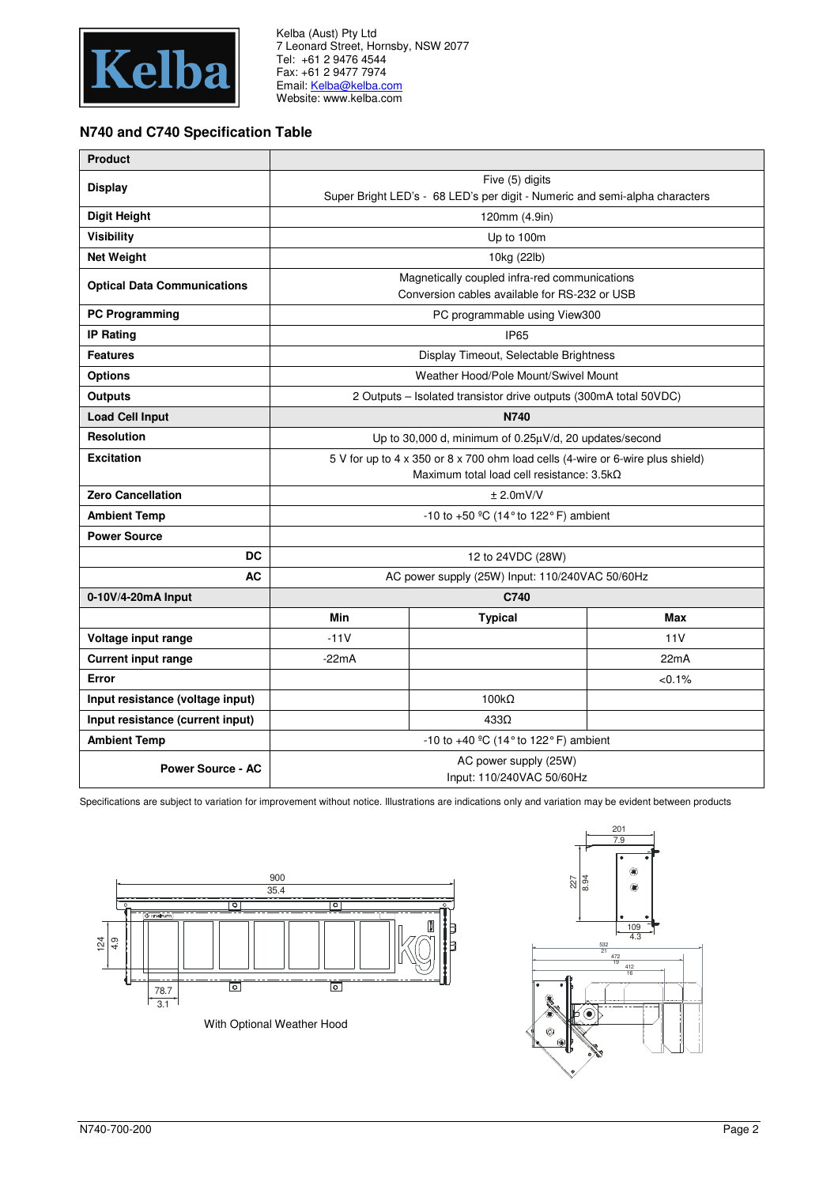Kelba (Aust) Pty Ltd
7 Leonard Street, Hornsby, NSW 2077
Tel: +61 2 9476 4544
Fax: +61 2 9477 7974
Email: Kelba@kelba.com
Website: www.kelba.com

## N740 and C740 Specification Table

| Product | | | |
|---|---|---|---|
| **Display** | Five (5) digits<br>Super Bright LED's - 68 LED's per digit - Numeric and semi-alpha characters | | |
| **Digit Height** | 120mm (4.9in) | | |
| **Visibility** | Up to 100m | | |
| **Net Weight** | 10kg (22lb) | | |
| **Optical Data Communications** | Magnetically coupled infra-red communications<br>Conversion cables available for RS-232 or USB | | |
| **PC Programming** | PC programmable using View300 | | |
| **IP Rating** | IP65 | | |
| **Features** | Display Timeout, Selectable Brightness | | |
| **Options** | Weather Hood/Pole Mount/Swivel Mount | | |
| **Outputs** | 2 Outputs – Isolated transistor drive outputs (300mA total 50VDC) | | |
| **Load Cell Input** | **N740** | | |
| **Resolution** | Up to 30,000 d, minimum of 0.25µV/d, 20 updates/second | | |
| **Excitation** | 5 V for up to 4 x 350 or 8 x 700 ohm load cells (4-wire or 6-wire plus shield)<br>Maximum total load cell resistance: 3.5kΩ | | |
| **Zero Cancellation** | ± 2.0mV/V | | |
| **Ambient Temp** | -10 to +50 ºC (14° to 122° F) ambient | | |
| **Power Source** | | | |
| **DC** | 12 to 24VDC (28W) | | |
| **AC** | AC power supply (25W) Input: 110/240VAC 50/60Hz | | |
| **0-10V/4-20mA Input** | **C740** | | |
| | **Min** | **Typical** | **Max** |
| **Voltage input range** | -11V | | 11V |
| **Current input range** | -22mA | | 22mA |
| **Error** | | | <0.1% |
| **Input resistance (voltage input)** | | 100kΩ | |
| **Input resistance (current input)** | | 433Ω | |
| **Ambient Temp** | -10 to +40 ºC (14° to 122° F) ambient | | |
| **Power Source - AC** | AC power supply (25W)<br>Input: 110/240VAC 50/60Hz | | |

Specifications are subject to variation for improvement without notice. Illustrations are indications only and variation may be evident between products

900
35.4
124
4.9
78.7
3.1

With Optional Weather Hood

201
7.9
227
8.94
109
4.3
532
21
472
19
412
16

N740-700-200